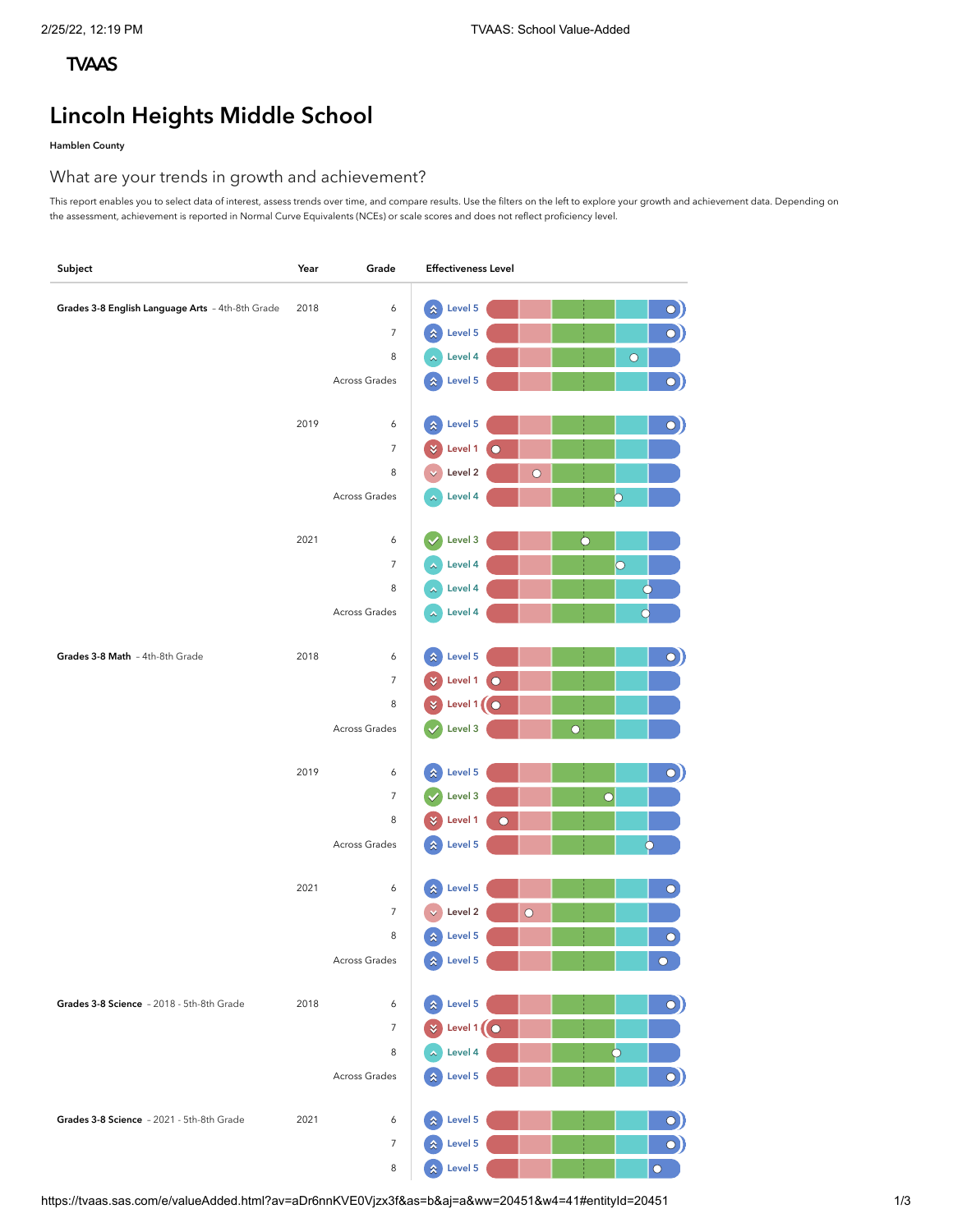TVAAS

# Lincoln Heights Middle School

Hamblen County

## What are your trends in growth and achievement?

This report enables you to select data of interest, assess trends over time, and compare results. Use the filters on the left to explore your growth and achievement data. Depending on the assessment, achievement is reported in Normal Curve Equivalents (NCEs) or scale scores and does not reflect proficiency level.

| Subject | Year | Grade | Effectiveness Level |
|---|---|---|---|
| **Grades 3-8 English Language Arts** - 4th-8th Grade | 2018 | 6 | Level 5 |
| | | 7 | Level 5 |
| | | 8 | Level 4 |
| | | Across Grades | Level 5 |
| | 2019 | 6 | Level 5 |
| | | 7 | Level 1 |
| | | 8 | Level 2 |
| | | Across Grades | Level 4 |
| | 2021 | 6 | Level 3 |
| | | 7 | Level 4 |
| | | 8 | Level 4 |
| | | Across Grades | Level 4 |
| **Grades 3-8 Math** - 4th-8th Grade | 2018 | 6 | Level 5 |
| | | 7 | Level 1 |
| | | 8 | Level 1 |
| | | Across Grades | Level 3 |
| | 2019 | 6 | Level 5 |
| | | 7 | Level 3 |
| | | 8 | Level 1 |
| | | Across Grades | Level 5 |
| | 2021 | 6 | Level 5 |
| | | 7 | Level 2 |
| | | 8 | Level 5 |
| | | Across Grades | Level 5 |
| **Grades 3-8 Science** - 2018 - 5th-8th Grade | 2018 | 6 | Level 5 |
| | | 7 | Level 1 |
| | | 8 | Level 4 |
| | | Across Grades | Level 5 |
| **Grades 3-8 Science** - 2021 - 5th-8th Grade | 2021 | 6 | Level 5 |
| | | 7 | Level 5 |
| | | 8 | Level 5 |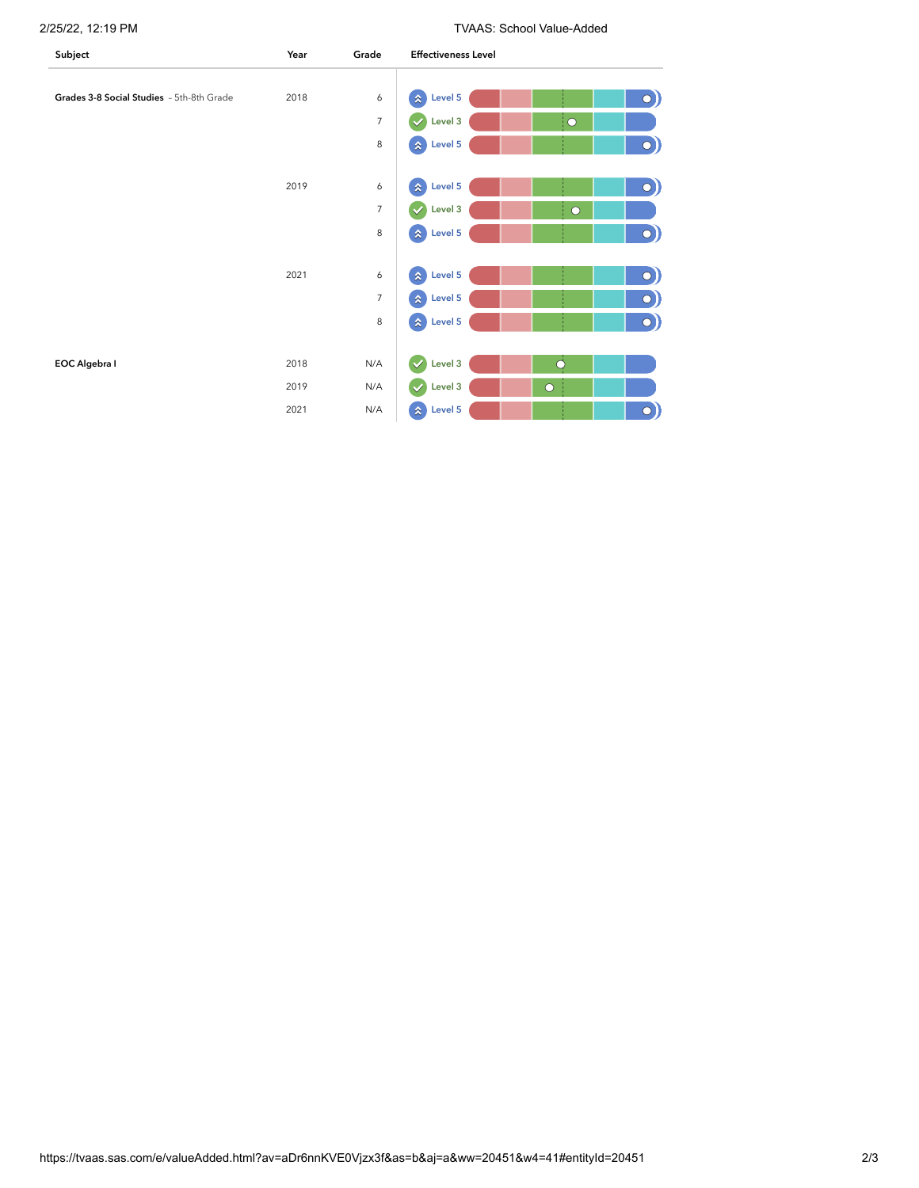| Subject | Year | Grade | Effectiveness Level |
|---|---|---|---|
| **Grades 3-8 Social Studies** – 5th-8th Grade | 2018 | 6 | Level 5 |
| | | 7 | Level 3 |
| | | 8 | Level 5 |
| | 2019 | 6 | Level 5 |
| | | 7 | Level 3 |
| | | 8 | Level 5 |
| | 2021 | 6 | Level 5 |
| | | 7 | Level 5 |
| | | 8 | Level 5 |
| **EOC Algebra I** | 2018 | N/A | Level 3 |
| | 2019 | N/A | Level 3 |
| | 2021 | N/A | Level 5 |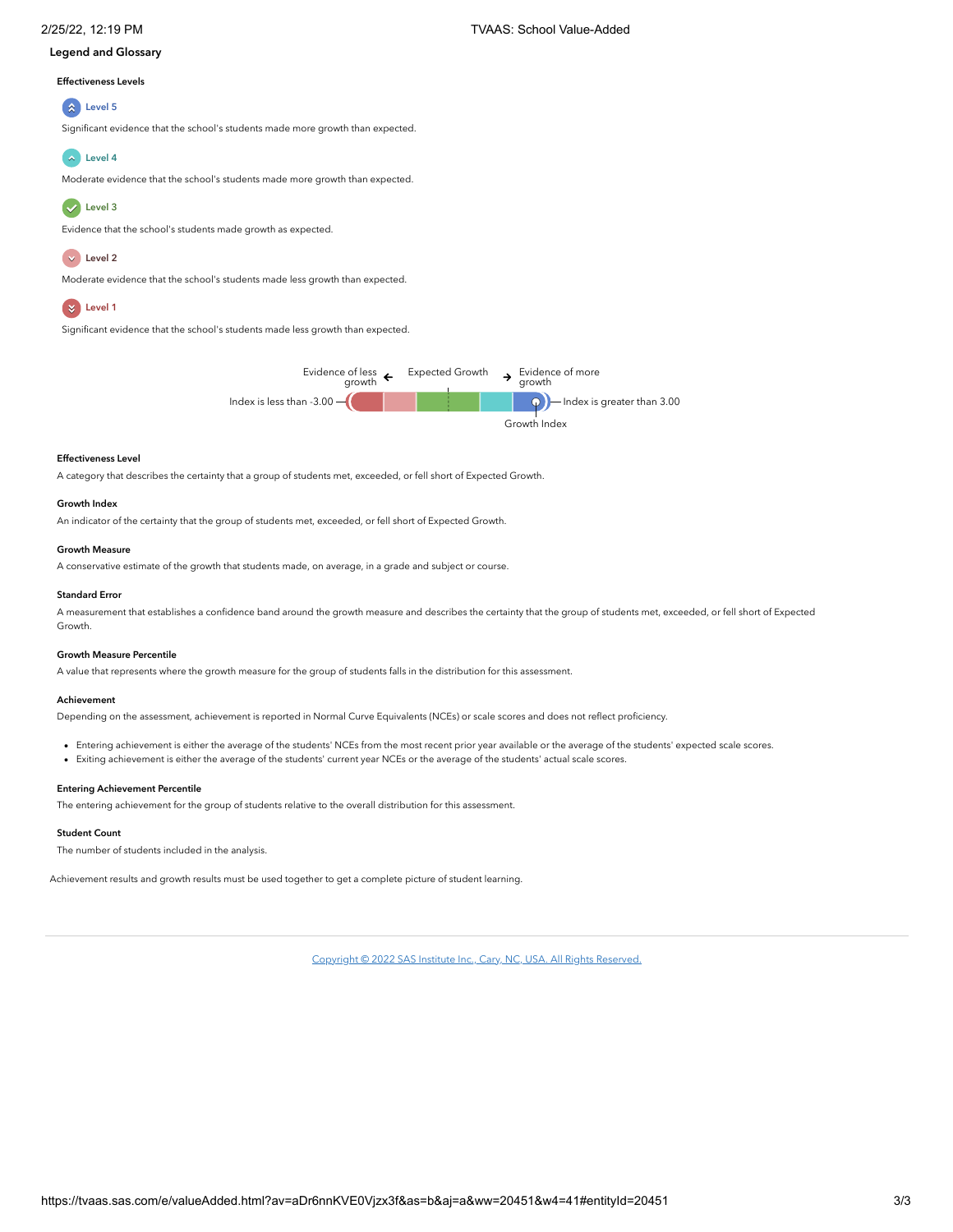## Legend and Glossary

### Effectiveness Levels

**Level 5**

Significant evidence that the school's students made more growth than expected.

**Level 4**

Moderate evidence that the school's students made more growth than expected.

**Level 3**

Evidence that the school's students made growth as expected.

**Level 2**

Moderate evidence that the school's students made less growth than expected.

**Level 1**

Significant evidence that the school's students made less growth than expected.

Evidence of less growth
Expected Growth
Evidence of more growth
Index is less than -3.00
Index is greater than 3.00
Growth Index

**Effectiveness Level**

A category that describes the certainty that a group of students met, exceeded, or fell short of Expected Growth.

**Growth Index**

An indicator of the certainty that the group of students met, exceeded, or fell short of Expected Growth.

**Growth Measure**

A conservative estimate of the growth that students made, on average, in a grade and subject or course.

**Standard Error**

A measurement that establishes a confidence band around the growth measure and describes the certainty that the group of students met, exceeded, or fell short of Expected Growth.

**Growth Measure Percentile**

A value that represents where the growth measure for the group of students falls in the distribution for this assessment.

**Achievement**

Depending on the assessment, achievement is reported in Normal Curve Equivalents (NCEs) or scale scores and does not reflect proficiency.

- Entering achievement is either the average of the students' NCEs from the most recent prior year available or the average of the students' expected scale scores.
- Exiting achievement is either the average of the students' current year NCEs or the average of the students' actual scale scores.

**Entering Achievement Percentile**

The entering achievement for the group of students relative to the overall distribution for this assessment.

**Student Count**

The number of students included in the analysis.

Achievement results and growth results must be used together to get a complete picture of student learning.

Copyright © 2022 SAS Institute Inc., Cary, NC, USA. All Rights Reserved.